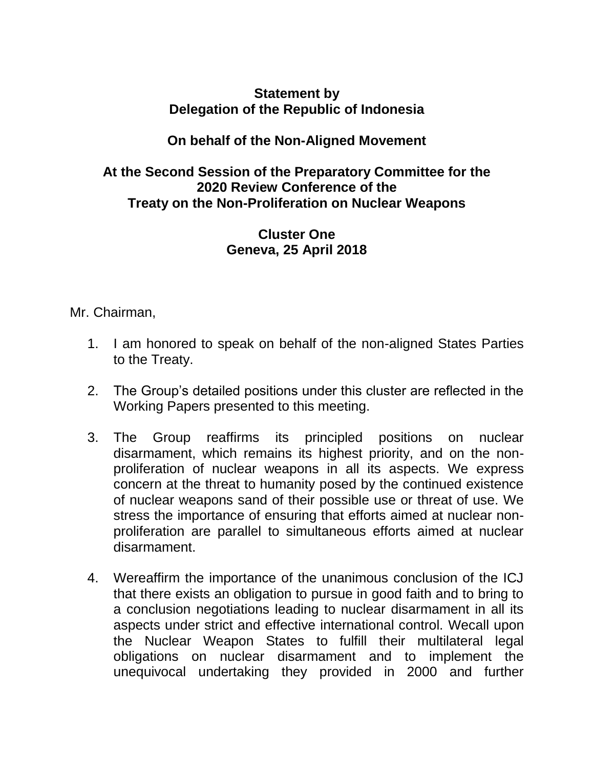**Statement by**
**Delegation of the Republic of Indonesia**

**On behalf of the Non-Aligned Movement**

**At the Second Session of the Preparatory Committee for the 2020 Review Conference of the Treaty on the Non-Proliferation on Nuclear Weapons**

**Cluster One**
**Geneva, 25 April 2018**

Mr. Chairman,

1. I am honored to speak on behalf of the non-aligned States Parties to the Treaty.

2. The Group's detailed positions under this cluster are reflected in the Working Papers presented to this meeting.

3. The Group reaffirms its principled positions on nuclear disarmament, which remains its highest priority, and on the non-proliferation of nuclear weapons in all its aspects. We express concern at the threat to humanity posed by the continued existence of nuclear weapons sand of their possible use or threat of use. We stress the importance of ensuring that efforts aimed at nuclear non-proliferation are parallel to simultaneous efforts aimed at nuclear disarmament.

4. Wereaffirm the importance of the unanimous conclusion of the ICJ that there exists an obligation to pursue in good faith and to bring to a conclusion negotiations leading to nuclear disarmament in all its aspects under strict and effective international control. Wecall upon the Nuclear Weapon States to fulfill their multilateral legal obligations on nuclear disarmament and to implement the unequivocal undertaking they provided in 2000 and further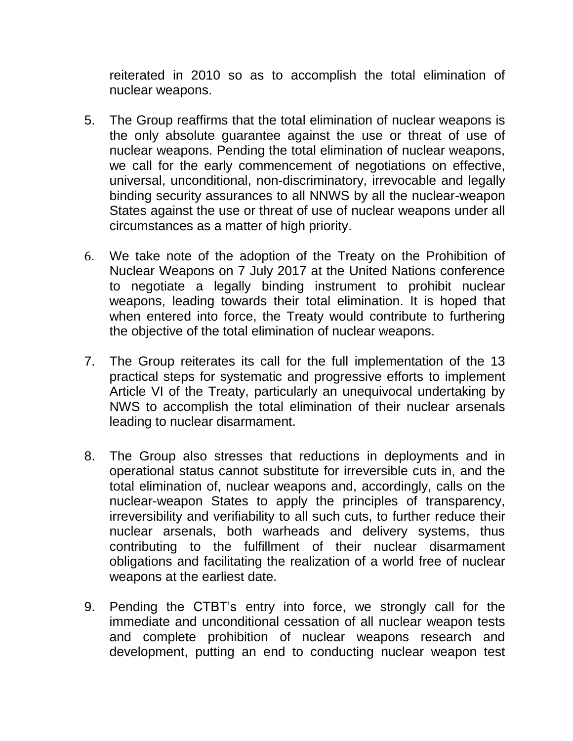reiterated in 2010 so as to accomplish the total elimination of nuclear weapons.

5. The Group reaffirms that the total elimination of nuclear weapons is the only absolute guarantee against the use or threat of use of nuclear weapons. Pending the total elimination of nuclear weapons, we call for the early commencement of negotiations on effective, universal, unconditional, non-discriminatory, irrevocable and legally binding security assurances to all NNWS by all the nuclear-weapon States against the use or threat of use of nuclear weapons under all circumstances as a matter of high priority.

6. We take note of the adoption of the Treaty on the Prohibition of Nuclear Weapons on 7 July 2017 at the United Nations conference to negotiate a legally binding instrument to prohibit nuclear weapons, leading towards their total elimination. It is hoped that when entered into force, the Treaty would contribute to furthering the objective of the total elimination of nuclear weapons.

7. The Group reiterates its call for the full implementation of the 13 practical steps for systematic and progressive efforts to implement Article VI of the Treaty, particularly an unequivocal undertaking by NWS to accomplish the total elimination of their nuclear arsenals leading to nuclear disarmament.

8. The Group also stresses that reductions in deployments and in operational status cannot substitute for irreversible cuts in, and the total elimination of, nuclear weapons and, accordingly, calls on the nuclear-weapon States to apply the principles of transparency, irreversibility and verifiability to all such cuts, to further reduce their nuclear arsenals, both warheads and delivery systems, thus contributing to the fulfillment of their nuclear disarmament obligations and facilitating the realization of a world free of nuclear weapons at the earliest date.

9. Pending the CTBT's entry into force, we strongly call for the immediate and unconditional cessation of all nuclear weapon tests and complete prohibition of nuclear weapons research and development, putting an end to conducting nuclear weapon test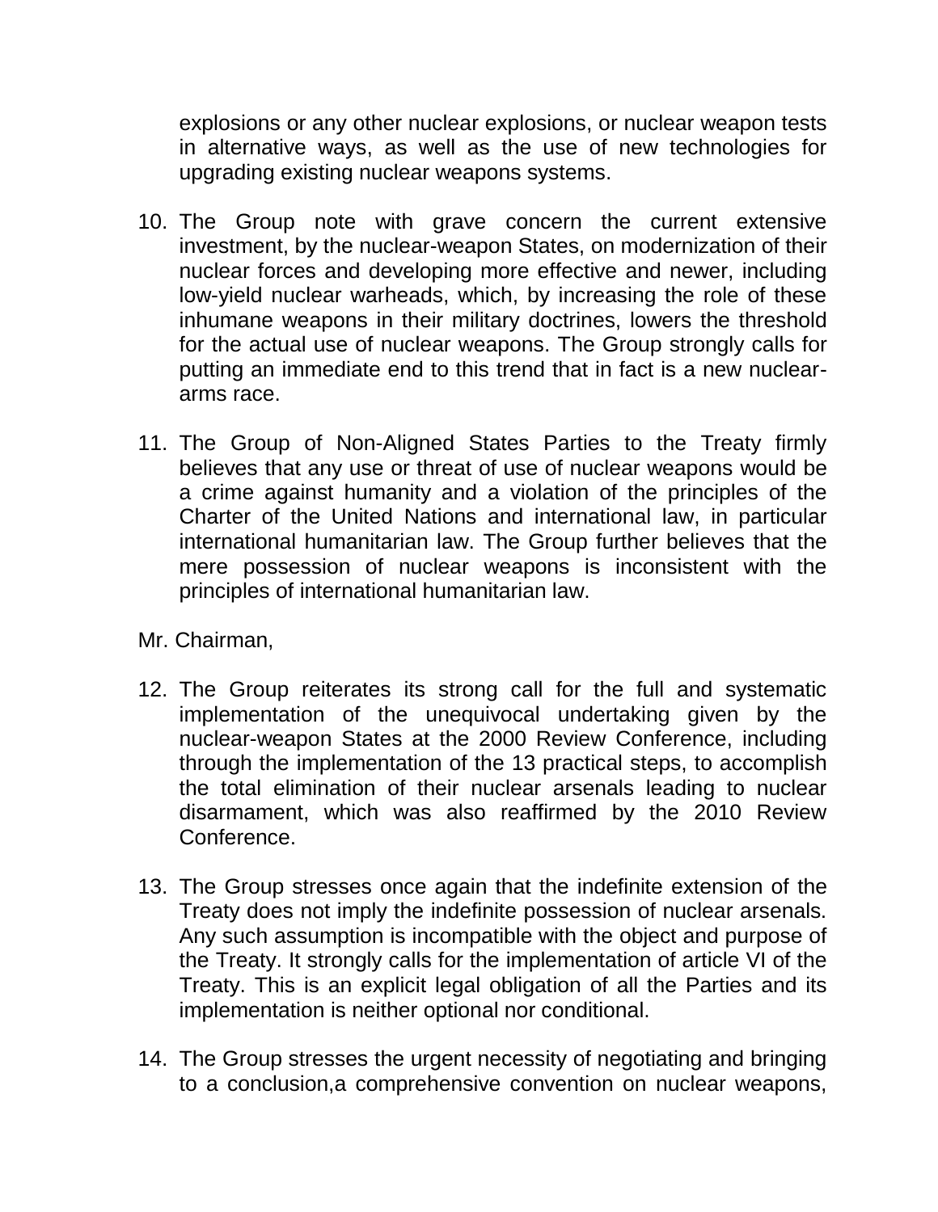explosions or any other nuclear explosions, or nuclear weapon tests in alternative ways, as well as the use of new technologies for upgrading existing nuclear weapons systems.

10. The Group note with grave concern the current extensive investment, by the nuclear-weapon States, on modernization of their nuclear forces and developing more effective and newer, including low-yield nuclear warheads, which, by increasing the role of these inhumane weapons in their military doctrines, lowers the threshold for the actual use of nuclear weapons. The Group strongly calls for putting an immediate end to this trend that in fact is a new nuclear-arms race.

11. The Group of Non-Aligned States Parties to the Treaty firmly believes that any use or threat of use of nuclear weapons would be a crime against humanity and a violation of the principles of the Charter of the United Nations and international law, in particular international humanitarian law. The Group further believes that the mere possession of nuclear weapons is inconsistent with the principles of international humanitarian law.

Mr. Chairman,

12. The Group reiterates its strong call for the full and systematic implementation of the unequivocal undertaking given by the nuclear-weapon States at the 2000 Review Conference, including through the implementation of the 13 practical steps, to accomplish the total elimination of their nuclear arsenals leading to nuclear disarmament, which was also reaffirmed by the 2010 Review Conference.

13. The Group stresses once again that the indefinite extension of the Treaty does not imply the indefinite possession of nuclear arsenals. Any such assumption is incompatible with the object and purpose of the Treaty. It strongly calls for the implementation of article VI of the Treaty. This is an explicit legal obligation of all the Parties and its implementation is neither optional nor conditional.

14. The Group stresses the urgent necessity of negotiating and bringing to a conclusion,a comprehensive convention on nuclear weapons,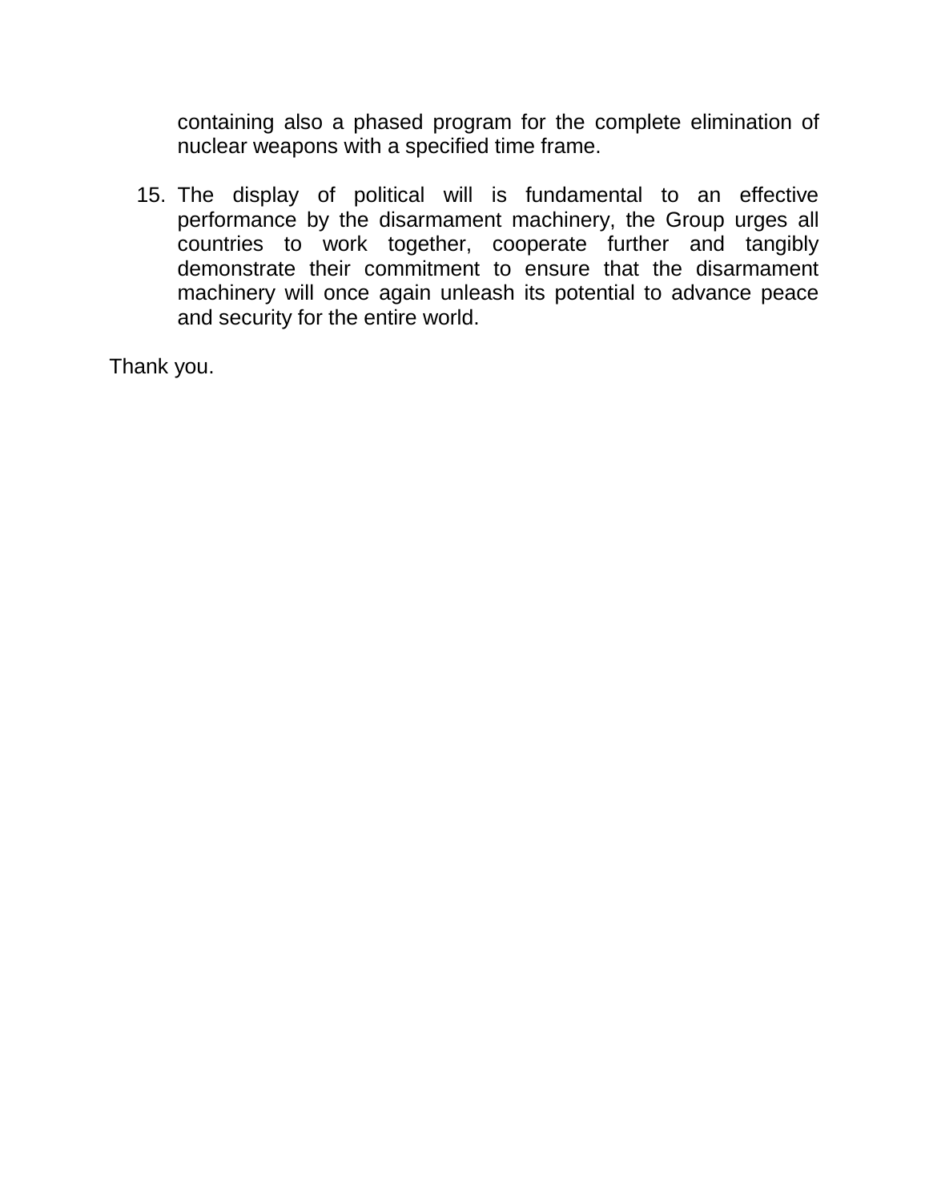containing also a phased program for the complete elimination of nuclear weapons with a specified time frame.

15. The display of political will is fundamental to an effective performance by the disarmament machinery, the Group urges all countries to work together, cooperate further and tangibly demonstrate their commitment to ensure that the disarmament machinery will once again unleash its potential to advance peace and security for the entire world.

Thank you.